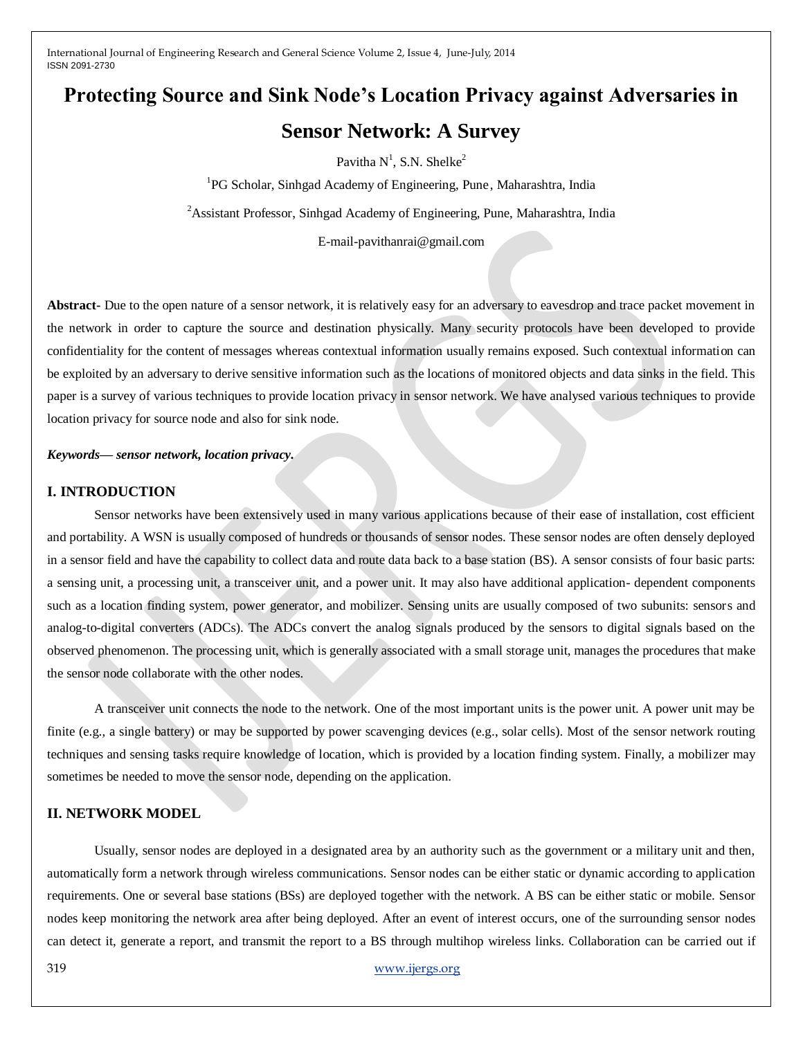# Protecting Source and Sink Node's Location Privacy against Adversaries in Sensor Network: A Survey

Pavitha N[1], S.N. Shelke[2]

[1]PG Scholar, Sinhgad Academy of Engineering, Pune, Maharashtra, India

[2]Assistant Professor, Sinhgad Academy of Engineering, Pune, Maharashtra, India

E-mail-pavithanrai@gmail.com

**Abstract-** Due to the open nature of a sensor network, it is relatively easy for an adversary to eavesdrop and trace packet movement in the network in order to capture the source and destination physically. Many security protocols have been developed to provide confidentiality for the content of messages whereas contextual information usually remains exposed. Such contextual information can be exploited by an adversary to derive sensitive information such as the locations of monitored objects and data sinks in the field. This paper is a survey of various techniques to provide location privacy in sensor network. We have analysed various techniques to provide location privacy for source node and also for sink node.

***Keywords— sensor network, location privacy.***

## I. INTRODUCTION

Sensor networks have been extensively used in many various applications because of their ease of installation, cost efficient and portability. A WSN is usually composed of hundreds or thousands of sensor nodes. These sensor nodes are often densely deployed in a sensor field and have the capability to collect data and route data back to a base station (BS). A sensor consists of four basic parts: a sensing unit, a processing unit, a transceiver unit, and a power unit. It may also have additional application- dependent components such as a location finding system, power generator, and mobilizer. Sensing units are usually composed of two subunits: sensors and analog-to-digital converters (ADCs). The ADCs convert the analog signals produced by the sensors to digital signals based on the observed phenomenon. The processing unit, which is generally associated with a small storage unit, manages the procedures that make the sensor node collaborate with the other nodes.

A transceiver unit connects the node to the network. One of the most important units is the power unit. A power unit may be finite (e.g., a single battery) or may be supported by power scavenging devices (e.g., solar cells). Most of the sensor network routing techniques and sensing tasks require knowledge of location, which is provided by a location finding system. Finally, a mobilizer may sometimes be needed to move the sensor node, depending on the application.

## II. NETWORK MODEL

Usually, sensor nodes are deployed in a designated area by an authority such as the government or a military unit and then, automatically form a network through wireless communications. Sensor nodes can be either static or dynamic according to application requirements. One or several base stations (BSs) are deployed together with the network. A BS can be either static or mobile. Sensor nodes keep monitoring the network area after being deployed. After an event of interest occurs, one of the surrounding sensor nodes can detect it, generate a report, and transmit the report to a BS through multihop wireless links. Collaboration can be carried out if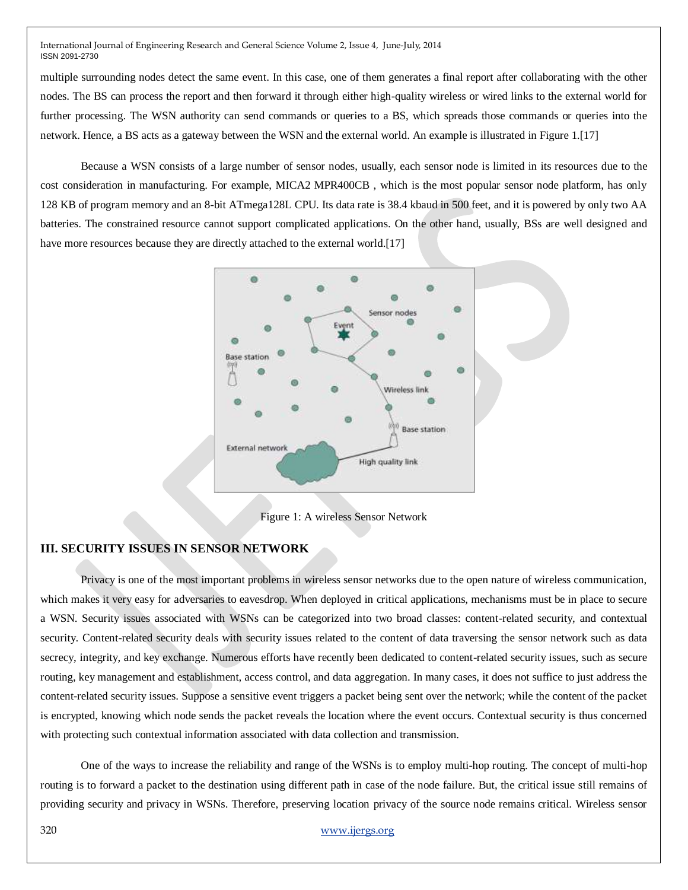multiple surrounding nodes detect the same event. In this case, one of them generates a final report after collaborating with the other nodes. The BS can process the report and then forward it through either high-quality wireless or wired links to the external world for further processing. The WSN authority can send commands or queries to a BS, which spreads those commands or queries into the network. Hence, a BS acts as a gateway between the WSN and the external world. An example is illustrated in Figure 1.[17]

Because a WSN consists of a large number of sensor nodes, usually, each sensor node is limited in its resources due to the cost consideration in manufacturing. For example, MICA2 MPR400CB , which is the most popular sensor node platform, has only 128 KB of program memory and an 8-bit ATmega128L CPU. Its data rate is 38.4 kbaud in 500 feet, and it is powered by only two AA batteries. The constrained resource cannot support complicated applications. On the other hand, usually, BSs are well designed and have more resources because they are directly attached to the external world.[17]

Figure 1: A wireless Sensor Network

## III. SECURITY ISSUES IN SENSOR NETWORK

Privacy is one of the most important problems in wireless sensor networks due to the open nature of wireless communication, which makes it very easy for adversaries to eavesdrop. When deployed in critical applications, mechanisms must be in place to secure a WSN. Security issues associated with WSNs can be categorized into two broad classes: content-related security, and contextual security. Content-related security deals with security issues related to the content of data traversing the sensor network such as data secrecy, integrity, and key exchange. Numerous efforts have recently been dedicated to content-related security issues, such as secure routing, key management and establishment, access control, and data aggregation. In many cases, it does not suffice to just address the content-related security issues. Suppose a sensitive event triggers a packet being sent over the network; while the content of the packet is encrypted, knowing which node sends the packet reveals the location where the event occurs. Contextual security is thus concerned with protecting such contextual information associated with data collection and transmission.

One of the ways to increase the reliability and range of the WSNs is to employ multi-hop routing. The concept of multi-hop routing is to forward a packet to the destination using different path in case of the node failure. But, the critical issue still remains of providing security and privacy in WSNs. Therefore, preserving location privacy of the source node remains critical. Wireless sensor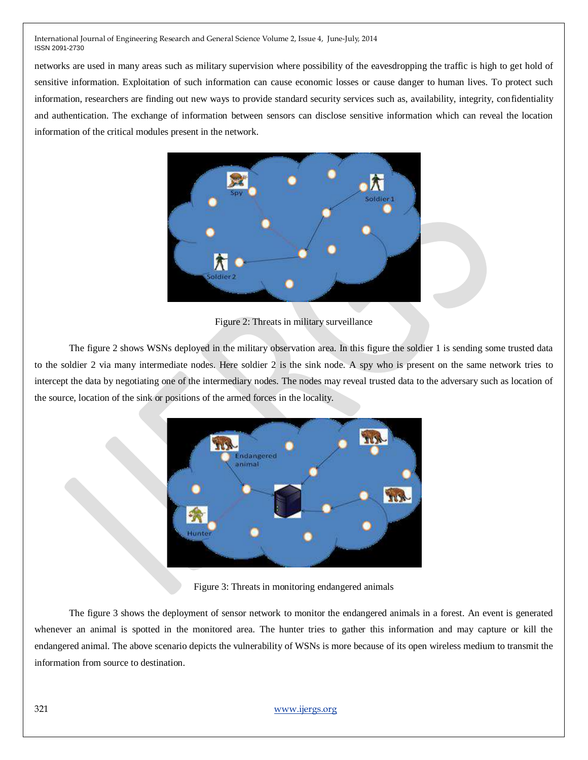networks are used in many areas such as military supervision where possibility of the eavesdropping the traffic is high to get hold of sensitive information. Exploitation of such information can cause economic losses or cause danger to human lives. To protect such information, researchers are finding out new ways to provide standard security services such as, availability, integrity, confidentiality and authentication. The exchange of information between sensors can disclose sensitive information which can reveal the location information of the critical modules present in the network.

Figure 2: Threats in military surveillance

The figure 2 shows WSNs deployed in the military observation area. In this figure the soldier 1 is sending some trusted data to the soldier 2 via many intermediate nodes. Here soldier 2 is the sink node. A spy who is present on the same network tries to intercept the data by negotiating one of the intermediary nodes. The nodes may reveal trusted data to the adversary such as location of the source, location of the sink or positions of the armed forces in the locality.

Figure 3: Threats in monitoring endangered animals

The figure 3 shows the deployment of sensor network to monitor the endangered animals in a forest. An event is generated whenever an animal is spotted in the monitored area. The hunter tries to gather this information and may capture or kill the endangered animal. The above scenario depicts the vulnerability of WSNs is more because of its open wireless medium to transmit the information from source to destination.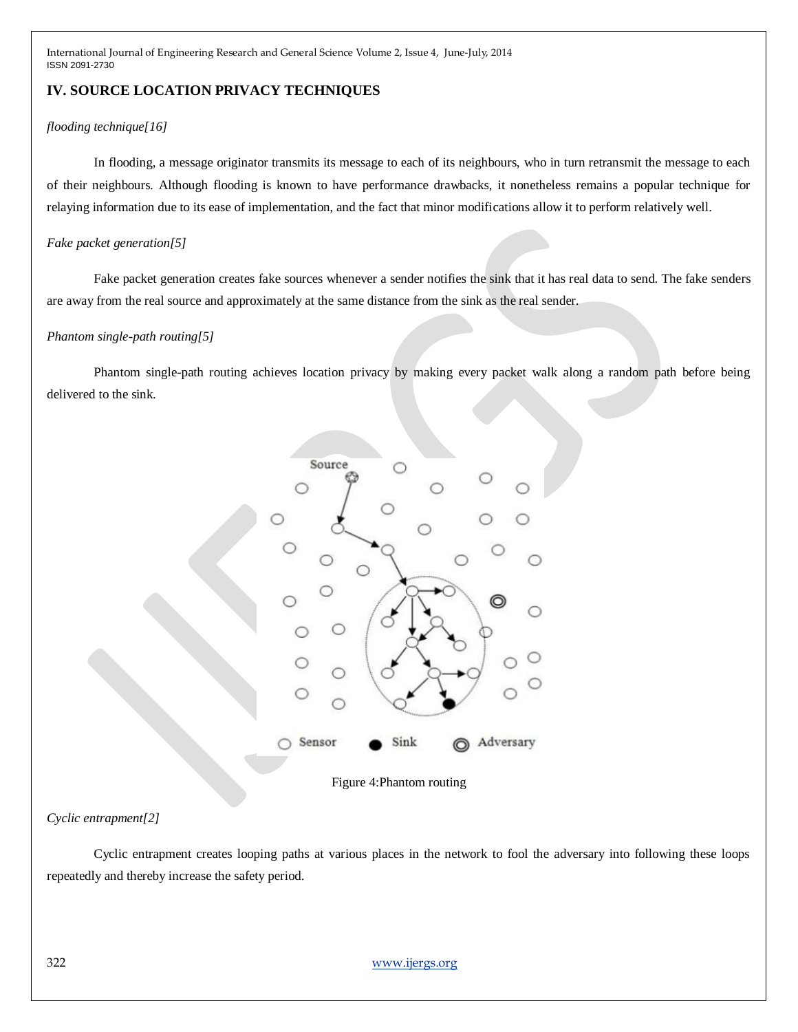## IV. SOURCE LOCATION PRIVACY TECHNIQUES

*flooding technique[16]*

In flooding, a message originator transmits its message to each of its neighbours, who in turn retransmit the message to each of their neighbours. Although flooding is known to have performance drawbacks, it nonetheless remains a popular technique for relaying information due to its ease of implementation, and the fact that minor modifications allow it to perform relatively well.

*Fake packet generation[5]*

Fake packet generation creates fake sources whenever a sender notifies the sink that it has real data to send. The fake senders are away from the real source and approximately at the same distance from the sink as the real sender.

*Phantom single-path routing[5]*

Phantom single-path routing achieves location privacy by making every packet walk along a random path before being delivered to the sink.

Figure 4:Phantom routing

*Cyclic entrapment[2]*

Cyclic entrapment creates looping paths at various places in the network to fool the adversary into following these loops repeatedly and thereby increase the safety period.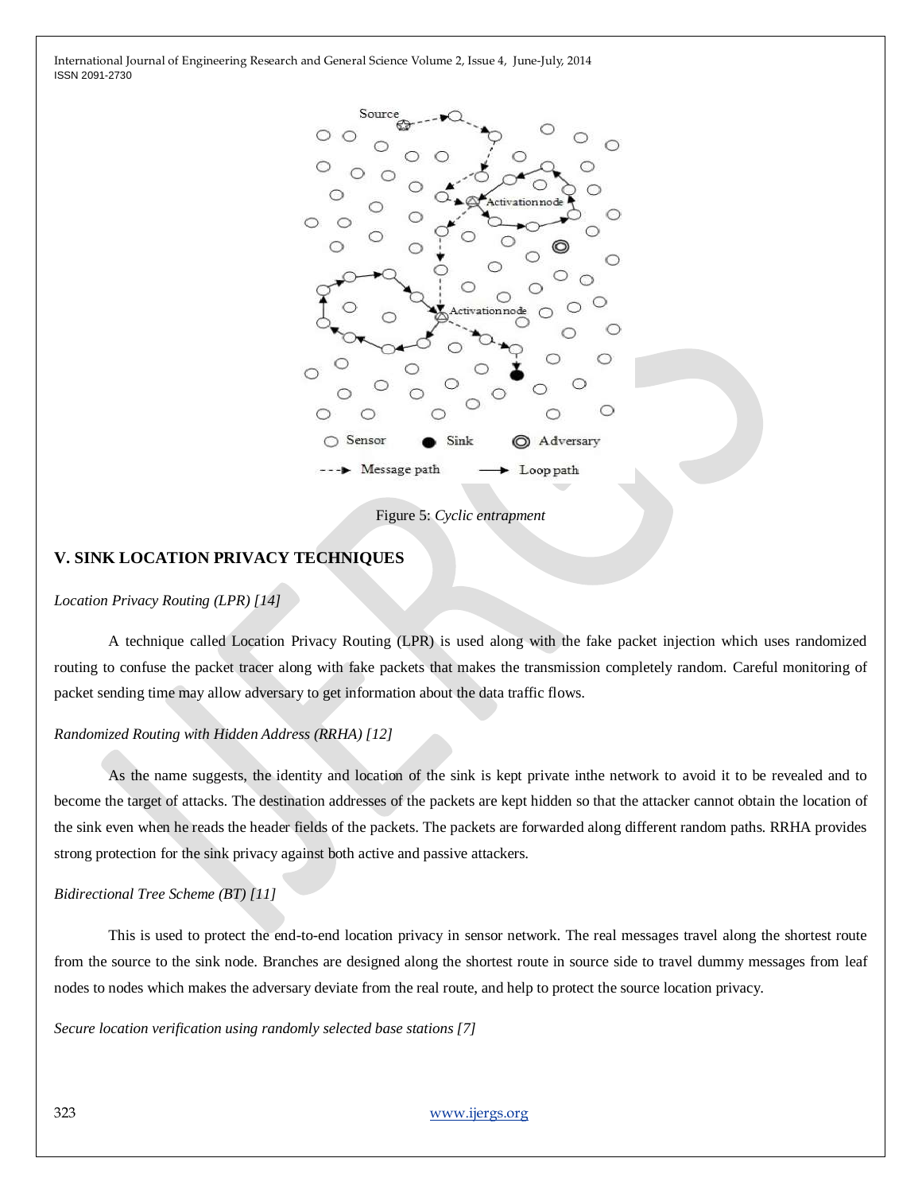Figure 5: *Cyclic entrapment*

## V. SINK LOCATION PRIVACY TECHNIQUES

*Location Privacy Routing (LPR) [14]*

A technique called Location Privacy Routing (LPR) is used along with the fake packet injection which uses randomized routing to confuse the packet tracer along with fake packets that makes the transmission completely random. Careful monitoring of packet sending time may allow adversary to get information about the data traffic flows.

*Randomized Routing with Hidden Address (RRHA) [12]*

As the name suggests, the identity and location of the sink is kept private inthe network to avoid it to be revealed and to become the target of attacks. The destination addresses of the packets are kept hidden so that the attacker cannot obtain the location of the sink even when he reads the header fields of the packets. The packets are forwarded along different random paths. RRHA provides strong protection for the sink privacy against both active and passive attackers.

*Bidirectional Tree Scheme (BT) [11]*

This is used to protect the end-to-end location privacy in sensor network. The real messages travel along the shortest route from the source to the sink node. Branches are designed along the shortest route in source side to travel dummy messages from leaf nodes to nodes which makes the adversary deviate from the real route, and help to protect the source location privacy.

*Secure location verification using randomly selected base stations [7]*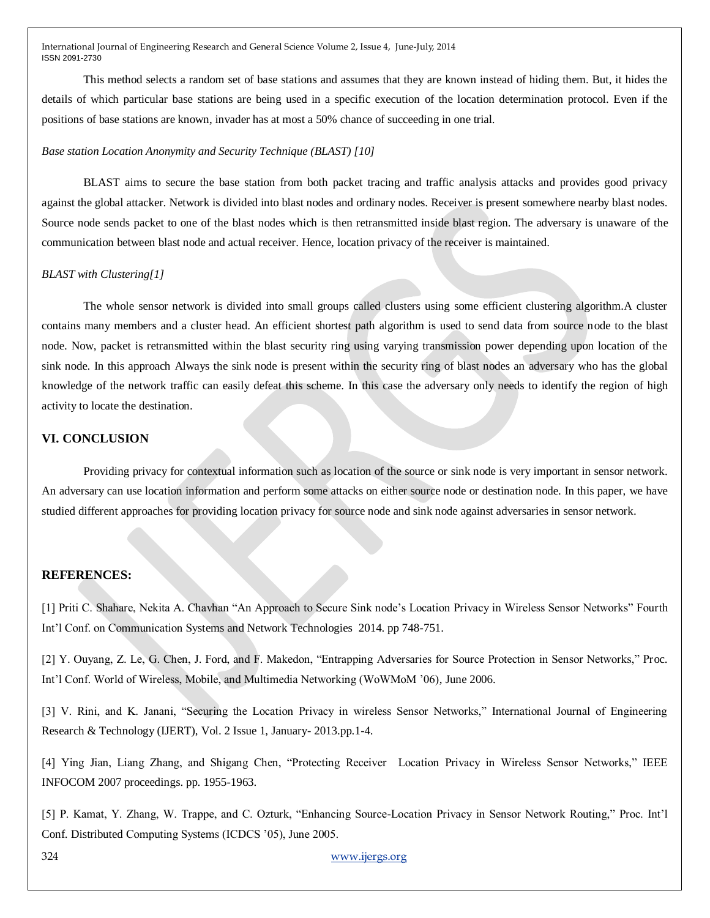This method selects a random set of base stations and assumes that they are known instead of hiding them. But, it hides the details of which particular base stations are being used in a specific execution of the location determination protocol. Even if the positions of base stations are known, invader has at most a 50% chance of succeeding in one trial.

*Base station Location Anonymity and Security Technique (BLAST) [10]*

BLAST aims to secure the base station from both packet tracing and traffic analysis attacks and provides good privacy against the global attacker. Network is divided into blast nodes and ordinary nodes. Receiver is present somewhere nearby blast nodes. Source node sends packet to one of the blast nodes which is then retransmitted inside blast region. The adversary is unaware of the communication between blast node and actual receiver. Hence, location privacy of the receiver is maintained.

*BLAST with Clustering[1]*

The whole sensor network is divided into small groups called clusters using some efficient clustering algorithm.A cluster contains many members and a cluster head. An efficient shortest path algorithm is used to send data from source node to the blast node. Now, packet is retransmitted within the blast security ring using varying transmission power depending upon location of the sink node. In this approach Always the sink node is present within the security ring of blast nodes an adversary who has the global knowledge of the network traffic can easily defeat this scheme. In this case the adversary only needs to identify the region of high activity to locate the destination.

## VI. CONCLUSION

Providing privacy for contextual information such as location of the source or sink node is very important in sensor network. An adversary can use location information and perform some attacks on either source node or destination node. In this paper, we have studied different approaches for providing location privacy for source node and sink node against adversaries in sensor network.

## REFERENCES:

[1] Priti C. Shahare, Nekita A. Chavhan “An Approach to Secure Sink node’s Location Privacy in Wireless Sensor Networks” Fourth Int’l Conf. on Communication Systems and Network Technologies 2014. pp 748-751.

[2] Y. Ouyang, Z. Le, G. Chen, J. Ford, and F. Makedon, “Entrapping Adversaries for Source Protection in Sensor Networks,” Proc. Int’l Conf. World of Wireless, Mobile, and Multimedia Networking (WoWMoM ’06), June 2006.

[3] V. Rini, and K. Janani, “Securing the Location Privacy in wireless Sensor Networks,” International Journal of Engineering Research & Technology (IJERT), Vol. 2 Issue 1, January- 2013.pp.1-4.

[4] Ying Jian, Liang Zhang, and Shigang Chen, “Protecting Receiver Location Privacy in Wireless Sensor Networks,” IEEE INFOCOM 2007 proceedings. pp. 1955-1963.

[5] P. Kamat, Y. Zhang, W. Trappe, and C. Ozturk, “Enhancing Source-Location Privacy in Sensor Network Routing,” Proc. Int’l Conf. Distributed Computing Systems (ICDCS ’05), June 2005.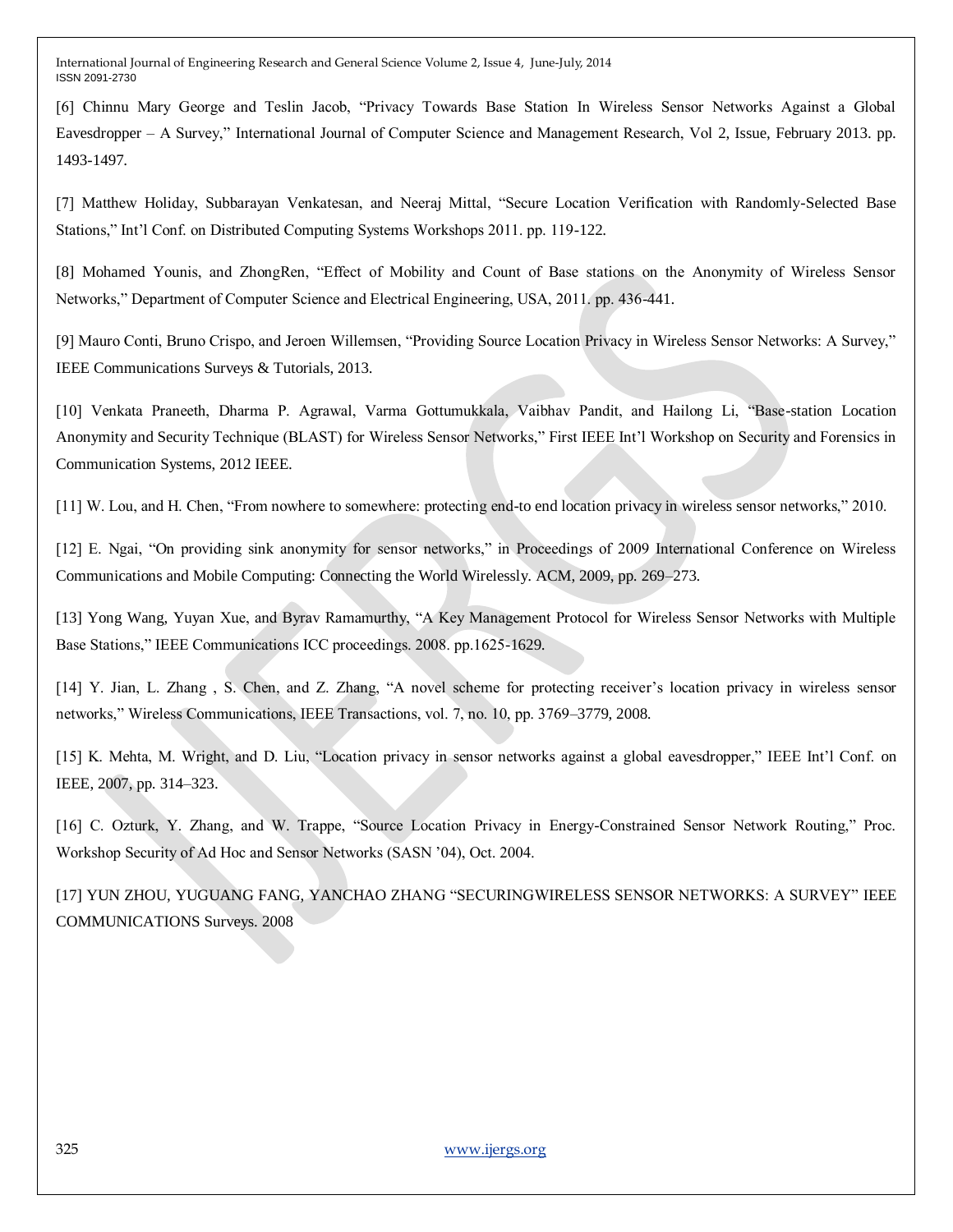[6] Chinnu Mary George and Teslin Jacob, "Privacy Towards Base Station In Wireless Sensor Networks Against a Global Eavesdropper – A Survey," International Journal of Computer Science and Management Research, Vol 2, Issue, February 2013. pp. 1493-1497.

[7] Matthew Holiday, Subbarayan Venkatesan, and Neeraj Mittal, "Secure Location Verification with Randomly-Selected Base Stations," Int'l Conf. on Distributed Computing Systems Workshops 2011. pp. 119-122.

[8] Mohamed Younis, and ZhongRen, "Effect of Mobility and Count of Base stations on the Anonymity of Wireless Sensor Networks," Department of Computer Science and Electrical Engineering, USA, 2011. pp. 436-441.

[9] Mauro Conti, Bruno Crispo, and Jeroen Willemsen, "Providing Source Location Privacy in Wireless Sensor Networks: A Survey," IEEE Communications Surveys & Tutorials, 2013.

[10] Venkata Praneeth, Dharma P. Agrawal, Varma Gottumukkala, Vaibhav Pandit, and Hailong Li, "Base-station Location Anonymity and Security Technique (BLAST) for Wireless Sensor Networks," First IEEE Int'l Workshop on Security and Forensics in Communication Systems, 2012 IEEE.

[11] W. Lou, and H. Chen, "From nowhere to somewhere: protecting end-to end location privacy in wireless sensor networks," 2010.

[12] E. Ngai, "On providing sink anonymity for sensor networks," in Proceedings of 2009 International Conference on Wireless Communications and Mobile Computing: Connecting the World Wirelessly. ACM, 2009, pp. 269–273.

[13] Yong Wang, Yuyan Xue, and Byrav Ramamurthy, "A Key Management Protocol for Wireless Sensor Networks with Multiple Base Stations," IEEE Communications ICC proceedings. 2008. pp.1625-1629.

[14] Y. Jian, L. Zhang , S. Chen, and Z. Zhang, "A novel scheme for protecting receiver's location privacy in wireless sensor networks," Wireless Communications, IEEE Transactions, vol. 7, no. 10, pp. 3769–3779, 2008.

[15] K. Mehta, M. Wright, and D. Liu, "Location privacy in sensor networks against a global eavesdropper," IEEE Int'l Conf. on IEEE, 2007, pp. 314–323.

[16] C. Ozturk, Y. Zhang, and W. Trappe, "Source Location Privacy in Energy-Constrained Sensor Network Routing," Proc. Workshop Security of Ad Hoc and Sensor Networks (SASN '04), Oct. 2004.

[17] YUN ZHOU, YUGUANG FANG, YANCHAO ZHANG "SECURINGWIRELESS SENSOR NETWORKS: A SURVEY" IEEE COMMUNICATIONS Surveys. 2008